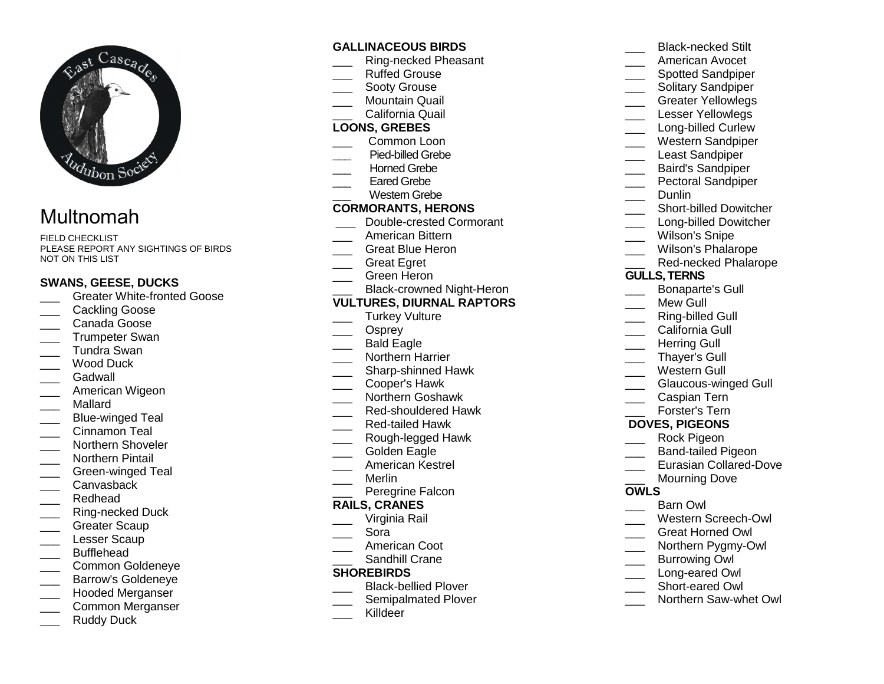# Multnomah

FIELD CHECKLIST
PLEASE REPORT ANY SIGHTINGS OF BIRDS NOT ON THIS LIST

### SWANS, GEESE, DUCKS

- ___ Greater White-fronted Goose
- ___ Cackling Goose
- ___ Canada Goose
- ___ Trumpeter Swan
- ___ Tundra Swan
- ___ Wood Duck
- ___ Gadwall
- ___ American Wigeon
- ___ Mallard
- ___ Blue-winged Teal
- ___ Cinnamon Teal
- ___ Northern Shoveler
- ___ Northern Pintail
- ___ Green-winged Teal
- ___ Canvasback
- ___ Redhead
- ___ Ring-necked Duck
- ___ Greater Scaup
- ___ Lesser Scaup
- ___ Bufflehead
- ___ Common Goldeneye
- ___ Barrow's Goldeneye
- ___ Hooded Merganser
- ___ Common Merganser
- ___ Ruddy Duck

### GALLINACEOUS BIRDS

- ___ Ring-necked Pheasant
- ___ Ruffed Grouse
- ___ Sooty Grouse
- ___ Mountain Quail
- ___ California Quail

### LOONS, GREBES

- ___ Common Loon
- ___ Pied-billed Grebe
- ___ Horned Grebe
- ___ Eared Grebe
- ___ Western Grebe

### CORMORANTS, HERONS

- ___ Double-crested Cormorant
- ___ American Bittern
- ___ Great Blue Heron
- ___ Great Egret
- ___ Green Heron
- ___ Black-crowned Night-Heron

### VULTURES, DIURNAL RAPTORS

- ___ Turkey Vulture
- ___ Osprey
- ___ Bald Eagle
- ___ Northern Harrier
- ___ Sharp-shinned Hawk
- ___ Cooper's Hawk
- ___ Northern Goshawk
- ___ Red-shouldered Hawk
- ___ Red-tailed Hawk
- ___ Rough-legged Hawk
- ___ Golden Eagle
- ___ American Kestrel
- ___ Merlin
- ___ Peregrine Falcon

### RAILS, CRANES

- ___ Virginia Rail
- ___ Sora
- ___ American Coot
- ___ Sandhill Crane

### SHOREBIRDS

- ___ Black-bellied Plover
- ___ Semipalmated Plover
- ___ Killdeer
- ___ Black-necked Stilt
- ___ American Avocet
- ___ Spotted Sandpiper
- ___ Solitary Sandpiper
- ___ Greater Yellowlegs
- ___ Lesser Yellowlegs
- ___ Long-billed Curlew
- ___ Western Sandpiper
- ___ Least Sandpiper
- ___ Baird's Sandpiper
- ___ Pectoral Sandpiper
- ___ Dunlin
- ___ Short-billed Dowitcher
- ___ Long-billed Dowitcher
- ___ Wilson's Snipe
- ___ Wilson's Phalarope
- ___ Red-necked Phalarope

### GULLS, TERNS

- ___ Bonaparte's Gull
- ___ Mew Gull
- ___ Ring-billed Gull
- ___ California Gull
- ___ Herring Gull
- ___ Thayer's Gull
- ___ Western Gull
- ___ Glaucous-winged Gull
- ___ Caspian Tern
- ___ Forster's Tern

### DOVES, PIGEONS

- ___ Rock Pigeon
- ___ Band-tailed Pigeon
- ___ Eurasian Collared-Dove
- ___ Mourning Dove

### OWLS

- ___ Barn Owl
- ___ Western Screech-Owl
- ___ Great Horned Owl
- ___ Northern Pygmy-Owl
- ___ Burrowing Owl
- ___ Long-eared Owl
- ___ Short-eared Owl
- ___ Northern Saw-whet Owl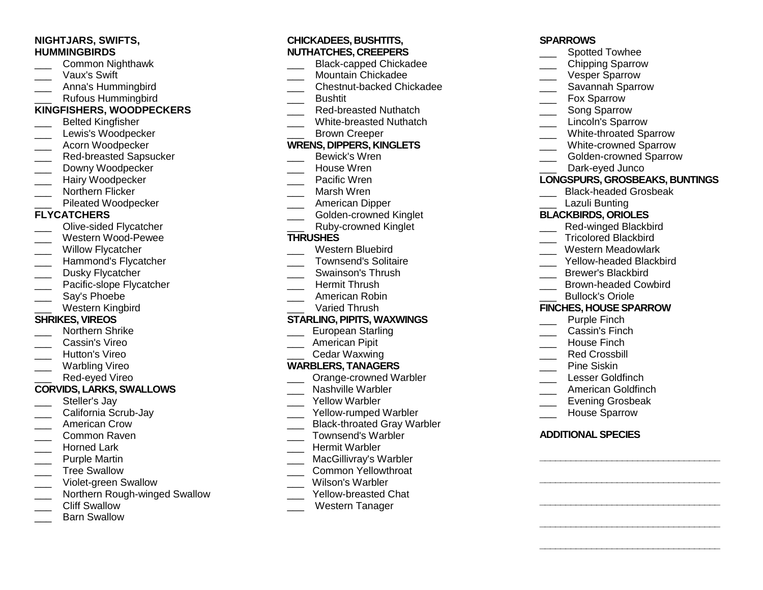**NIGHTJARS, SWIFTS, HUMMINGBIRDS**

- ___ Common Nighthawk
- ___ Vaux's Swift
- ___ Anna's Hummingbird
- ___ Rufous Hummingbird

**KINGFISHERS, WOODPECKERS**

- ___ Belted Kingfisher
- ___ Lewis's Woodpecker
- ___ Acorn Woodpecker
- ___ Red-breasted Sapsucker
- ___ Downy Woodpecker
- ___ Hairy Woodpecker
- ___ Northern Flicker
- ___ Pileated Woodpecker

**FLYCATCHERS**

- ___ Olive-sided Flycatcher
- ___ Western Wood-Pewee
- ___ Willow Flycatcher
- ___ Hammond's Flycatcher
- ___ Dusky Flycatcher
- ___ Pacific-slope Flycatcher
- ___ Say's Phoebe
- ___ Western Kingbird

**SHRIKES, VIREOS**

- ___ Northern Shrike
- ___ Cassin's Vireo
- ___ Hutton's Vireo
- ___ Warbling Vireo
- ___ Red-eyed Vireo

**CORVIDS, LARKS, SWALLOWS**

- ___ Steller's Jay
- ___ California Scrub-Jay
- ___ American Crow
- ___ Common Raven
- ___ Horned Lark
- ___ Purple Martin
- ___ Tree Swallow
- ___ Violet-green Swallow
- ___ Northern Rough-winged Swallow
- ___ Cliff Swallow
- ___ Barn Swallow

**CHICKADEES, BUSHTITS, NUTHATCHES, CREEPERS**

- ___ Black-capped Chickadee
- ___ Mountain Chickadee
- ___ Chestnut-backed Chickadee
- ___ Bushtit
- ___ Red-breasted Nuthatch
- ___ White-breasted Nuthatch
- ___ Brown Creeper

**WRENS, DIPPERS, KINGLETS**

- ___ Bewick's Wren
- ___ House Wren
- ___ Pacific Wren
- ___ Marsh Wren
- ___ American Dipper
- ___ Golden-crowned Kinglet
- ___ Ruby-crowned Kinglet

**THRUSHES**

- ___ Western Bluebird
- ___ Townsend's Solitaire
- ___ Swainson's Thrush
- ___ Hermit Thrush
- ___ American Robin
- ___ Varied Thrush

**STARLING, PIPITS, WAXWINGS**

- ___ European Starling
- ___ American Pipit
- ___ Cedar Waxwing

**WARBLERS, TANAGERS**

- ___ Orange-crowned Warbler
- ___ Nashville Warbler
- ___ Yellow Warbler
- ___ Yellow-rumped Warbler
- ___ Black-throated Gray Warbler
- ___ Townsend's Warbler
- ___ Hermit Warbler
- ___ MacGillivray's Warbler
- ___ Common Yellowthroat
- ___ Wilson's Warbler
- ___ Yellow-breasted Chat
- ___ Western Tanager

**SPARROWS**

- ___ Spotted Towhee
- ___ Chipping Sparrow
- ___ Vesper Sparrow
- ___ Savannah Sparrow
- ___ Fox Sparrow
- ___ Song Sparrow
- ___ Lincoln's Sparrow
- ___ White-throated Sparrow
- ___ White-crowned Sparrow
- ___ Golden-crowned Sparrow
- ___ Dark-eyed Junco

**LONGSPURS, GROSBEAKS, BUNTINGS**

- ___ Black-headed Grosbeak
- ___ Lazuli Bunting

**BLACKBIRDS, ORIOLES**

- ___ Red-winged Blackbird
- ___ Tricolored Blackbird
- ___ Western Meadowlark
- ___ Yellow-headed Blackbird
- ___ Brewer's Blackbird
- ___ Brown-headed Cowbird
- ___ Bullock's Oriole

**FINCHES, HOUSE SPARROW**

- ___ Purple Finch
- ___ Cassin's Finch
- ___ House Finch
- ___ Red Crossbill
- ___ Pine Siskin
- ___ Lesser Goldfinch
- ___ American Goldfinch
- ___ Evening Grosbeak
- ___ House Sparrow

**ADDITIONAL SPECIES**

______________________________

______________________________

______________________________

______________________________

______________________________